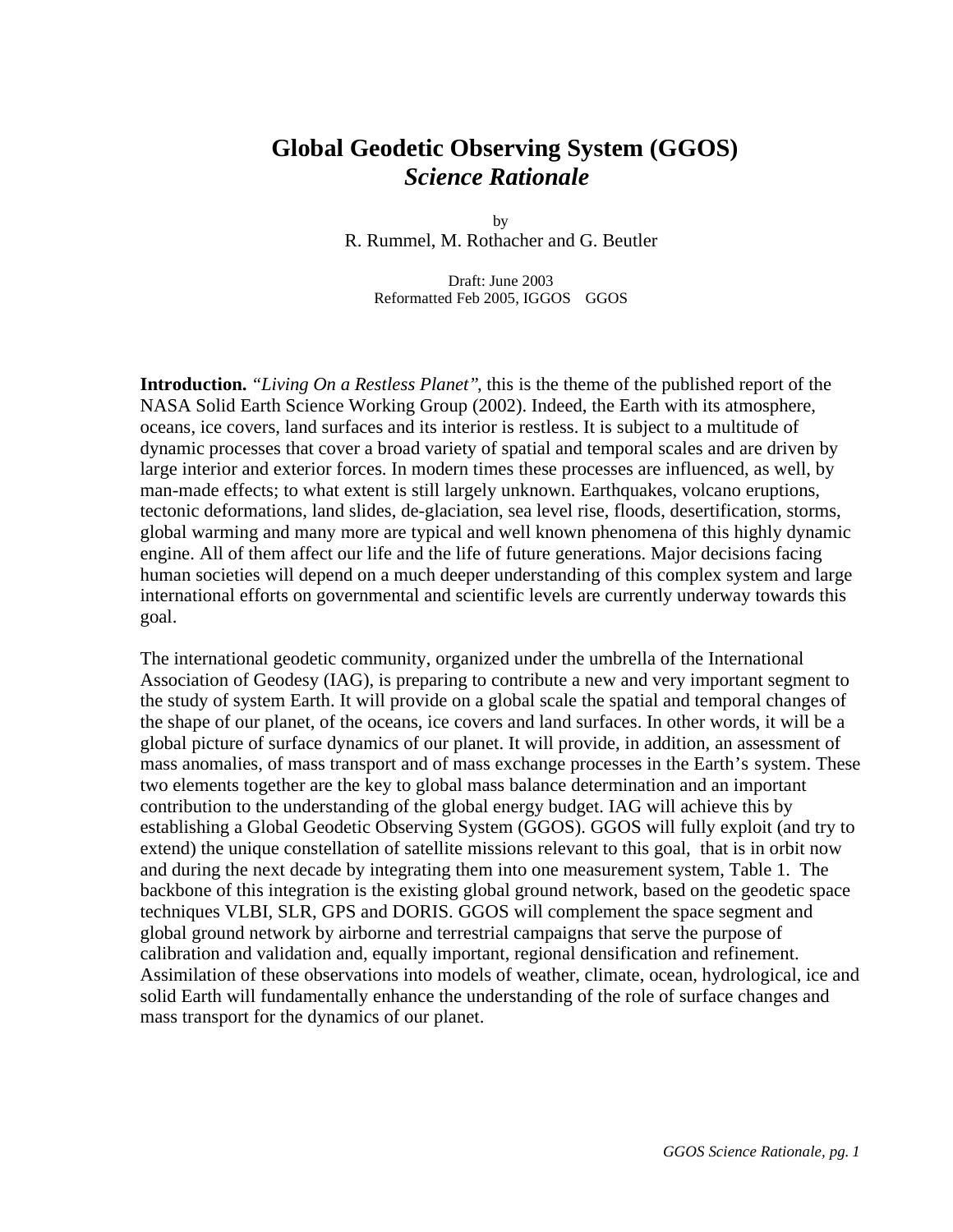# Global Geodetic Observing System (GGOS)
## *Science Rationale*

by
R. Rummel, M. Rothacher and G. Beutler

Draft: June 2003
Reformatted Feb 2005, IGGOS GGOS

**Introduction.** *"Living On a Restless Planet"*, this is the theme of the published report of the NASA Solid Earth Science Working Group (2002). Indeed, the Earth with its atmosphere, oceans, ice covers, land surfaces and its interior is restless. It is subject to a multitude of dynamic processes that cover a broad variety of spatial and temporal scales and are driven by large interior and exterior forces. In modern times these processes are influenced, as well, by man-made effects; to what extent is still largely unknown. Earthquakes, volcano eruptions, tectonic deformations, land slides, de-glaciation, sea level rise, floods, desertification, storms, global warming and many more are typical and well known phenomena of this highly dynamic engine. All of them affect our life and the life of future generations. Major decisions facing human societies will depend on a much deeper understanding of this complex system and large international efforts on governmental and scientific levels are currently underway towards this goal.

The international geodetic community, organized under the umbrella of the International Association of Geodesy (IAG), is preparing to contribute a new and very important segment to the study of system Earth. It will provide on a global scale the spatial and temporal changes of the shape of our planet, of the oceans, ice covers and land surfaces. In other words, it will be a global picture of surface dynamics of our planet. It will provide, in addition, an assessment of mass anomalies, of mass transport and of mass exchange processes in the Earth's system. These two elements together are the key to global mass balance determination and an important contribution to the understanding of the global energy budget. IAG will achieve this by establishing a Global Geodetic Observing System (GGOS). GGOS will fully exploit (and try to extend) the unique constellation of satellite missions relevant to this goal, that is in orbit now and during the next decade by integrating them into one measurement system, Table 1. The backbone of this integration is the existing global ground network, based on the geodetic space techniques VLBI, SLR, GPS and DORIS. GGOS will complement the space segment and global ground network by airborne and terrestrial campaigns that serve the purpose of calibration and validation and, equally important, regional densification and refinement. Assimilation of these observations into models of weather, climate, ocean, hydrological, ice and solid Earth will fundamentally enhance the understanding of the role of surface changes and mass transport for the dynamics of our planet.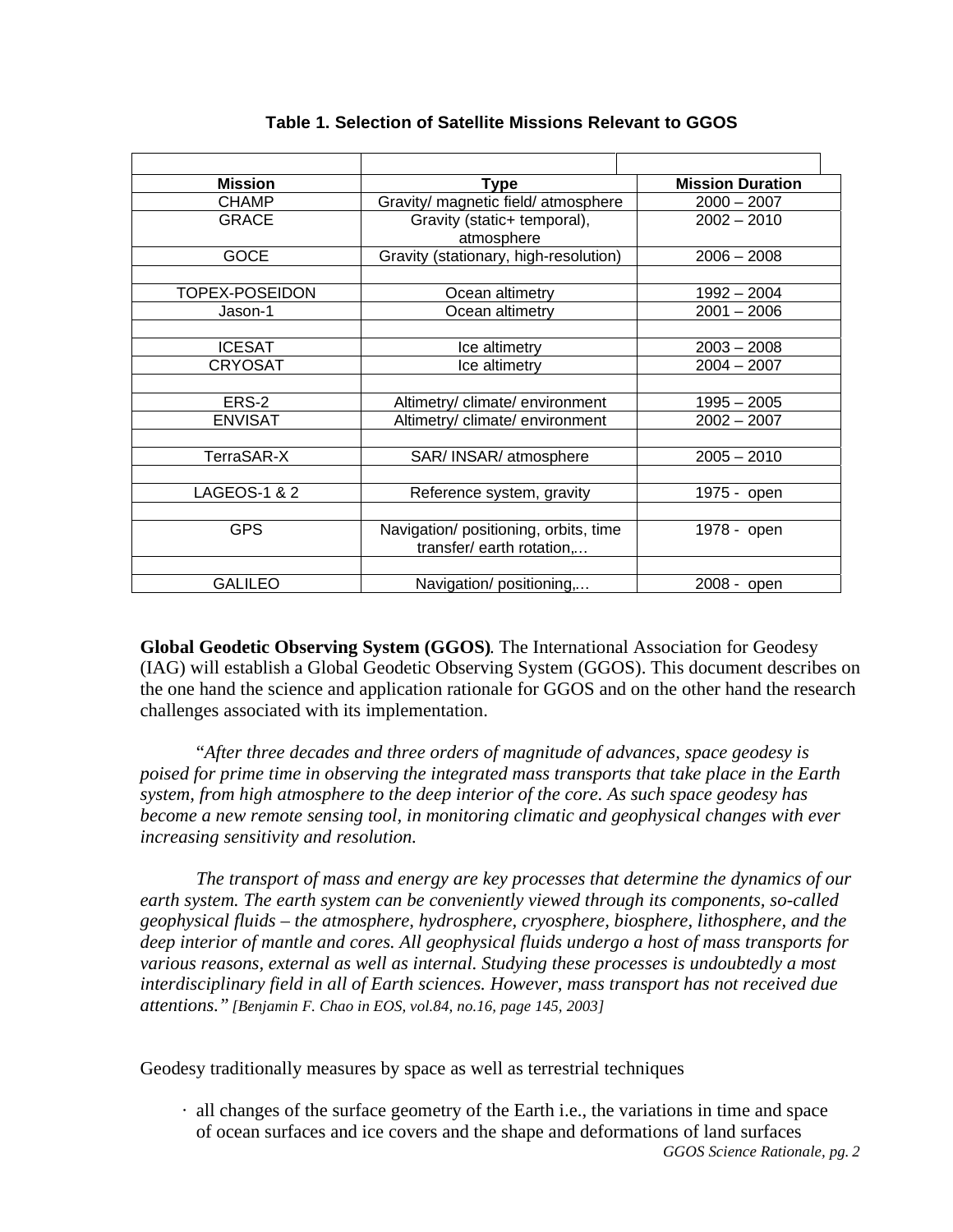**Table 1. Selection of Satellite Missions Relevant to GGOS**

| Mission | Type | Mission Duration |
|---|---|---|
| CHAMP | Gravity/ magnetic field/ atmosphere | 2000 – 2007 |
| GRACE | Gravity (static+ temporal), atmosphere | 2002 – 2010 |
| GOCE | Gravity (stationary, high-resolution) | 2006 – 2008 |
| | | |
| TOPEX-POSEIDON | Ocean altimetry | 1992 – 2004 |
| Jason-1 | Ocean altimetry | 2001 – 2006 |
| | | |
| ICESAT | Ice altimetry | 2003 – 2008 |
| CRYOSAT | Ice altimetry | 2004 – 2007 |
| | | |
| ERS-2 | Altimetry/ climate/ environment | 1995 – 2005 |
| ENVISAT | Altimetry/ climate/ environment | 2002 – 2007 |
| | | |
| TerraSAR-X | SAR/ INSAR/ atmosphere | 2005 – 2010 |
| | | |
| LAGEOS-1 & 2 | Reference system, gravity | 1975 - open |
| | | |
| GPS | Navigation/ positioning, orbits, time transfer/ earth rotation,... | 1978 - open |
| | | |
| GALILEO | Navigation/ positioning,... | 2008 - open |

**Global Geodetic Observing System (GGOS)**. The International Association for Geodesy (IAG) will establish a Global Geodetic Observing System (GGOS). This document describes on the one hand the science and application rationale for GGOS and on the other hand the research challenges associated with its implementation.

"*After three decades and three orders of magnitude of advances, space geodesy is poised for prime time in observing the integrated mass transports that take place in the Earth system, from high atmosphere to the deep interior of the core. As such space geodesy has become a new remote sensing tool, in monitoring climatic and geophysical changes with ever increasing sensitivity and resolution.*

*The transport of mass and energy are key processes that determine the dynamics of our earth system. The earth system can be conveniently viewed through its components, so-called geophysical fluids – the atmosphere, hydrosphere, cryosphere, biosphere, lithosphere, and the deep interior of mantle and cores. All geophysical fluids undergo a host of mass transports for various reasons, external as well as internal. Studying these processes is undoubtedly a most interdisciplinary field in all of Earth sciences. However, mass transport has not received due attentions."* *[Benjamin F. Chao in EOS, vol.84, no.16, page 145, 2003]*

Geodesy traditionally measures by space as well as terrestrial techniques

- all changes of the surface geometry of the Earth i.e., the variations in time and space of ocean surfaces and ice covers and the shape and deformations of land surfaces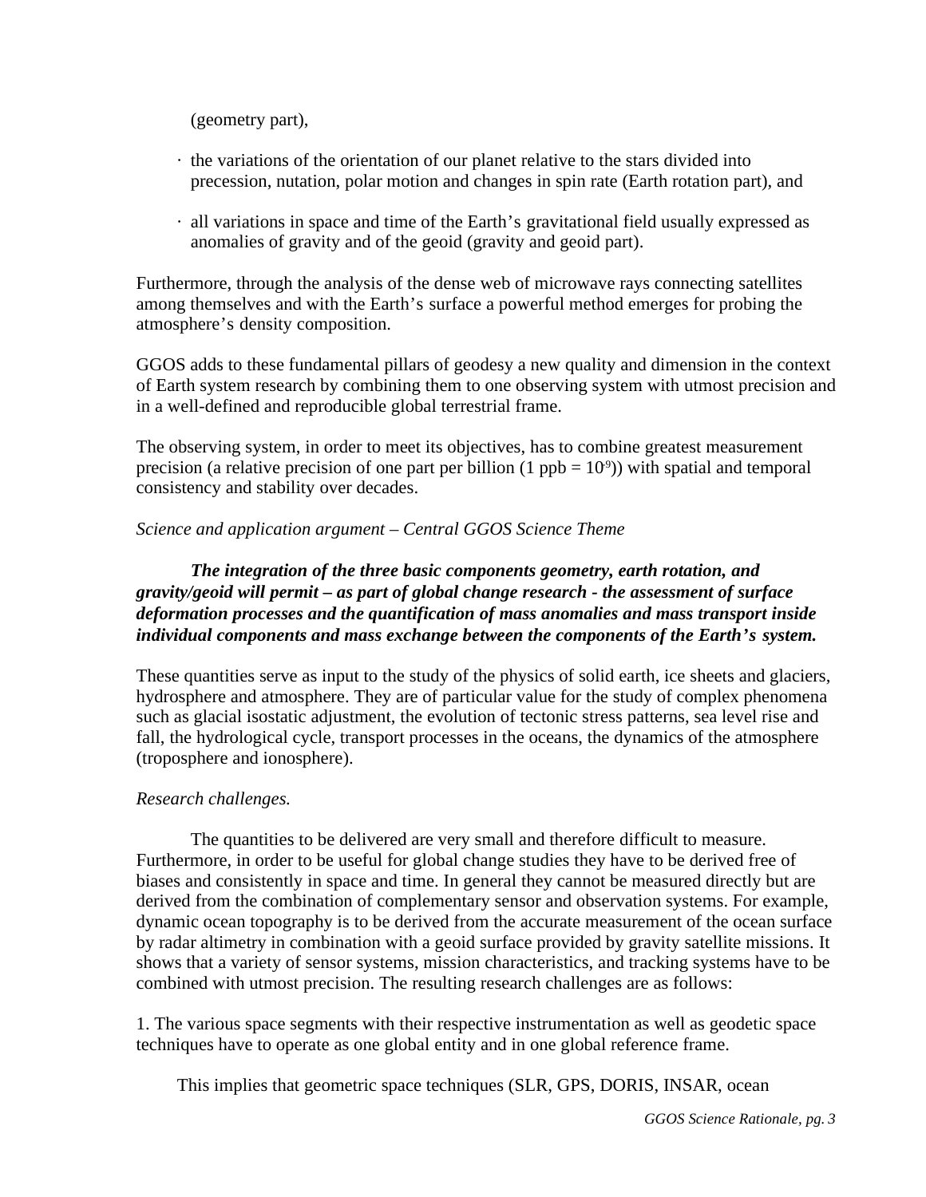(geometry part),

- the variations of the orientation of our planet relative to the stars divided into precession, nutation, polar motion and changes in spin rate (Earth rotation part), and
- all variations in space and time of the Earth's gravitational field usually expressed as anomalies of gravity and of the geoid (gravity and geoid part).

Furthermore, through the analysis of the dense web of microwave rays connecting satellites among themselves and with the Earth's surface a powerful method emerges for probing the atmosphere's density composition.

GGOS adds to these fundamental pillars of geodesy a new quality and dimension in the context of Earth system research by combining them to one observing system with utmost precision and in a well-defined and reproducible global terrestrial frame.

The observing system, in order to meet its objectives, has to combine greatest measurement precision (a relative precision of one part per billion (1 ppb = $10^{-9}$)) with spatial and temporal consistency and stability over decades.

*Science and application argument – Central GGOS Science Theme*

***The integration of the three basic components geometry, earth rotation, and gravity/geoid will permit – as part of global change research - the assessment of surface deformation processes and the quantification of mass anomalies and mass transport inside individual components and mass exchange between the components of the Earth's system.***

These quantities serve as input to the study of the physics of solid earth, ice sheets and glaciers, hydrosphere and atmosphere. They are of particular value for the study of complex phenomena such as glacial isostatic adjustment, the evolution of tectonic stress patterns, sea level rise and fall, the hydrological cycle, transport processes in the oceans, the dynamics of the atmosphere (troposphere and ionosphere).

*Research challenges.*

The quantities to be delivered are very small and therefore difficult to measure. Furthermore, in order to be useful for global change studies they have to be derived free of biases and consistently in space and time. In general they cannot be measured directly but are derived from the combination of complementary sensor and observation systems. For example, dynamic ocean topography is to be derived from the accurate measurement of the ocean surface by radar altimetry in combination with a geoid surface provided by gravity satellite missions. It shows that a variety of sensor systems, mission characteristics, and tracking systems have to be combined with utmost precision. The resulting research challenges are as follows:

1. The various space segments with their respective instrumentation as well as geodetic space techniques have to operate as one global entity and in one global reference frame.

This implies that geometric space techniques (SLR, GPS, DORIS, INSAR, ocean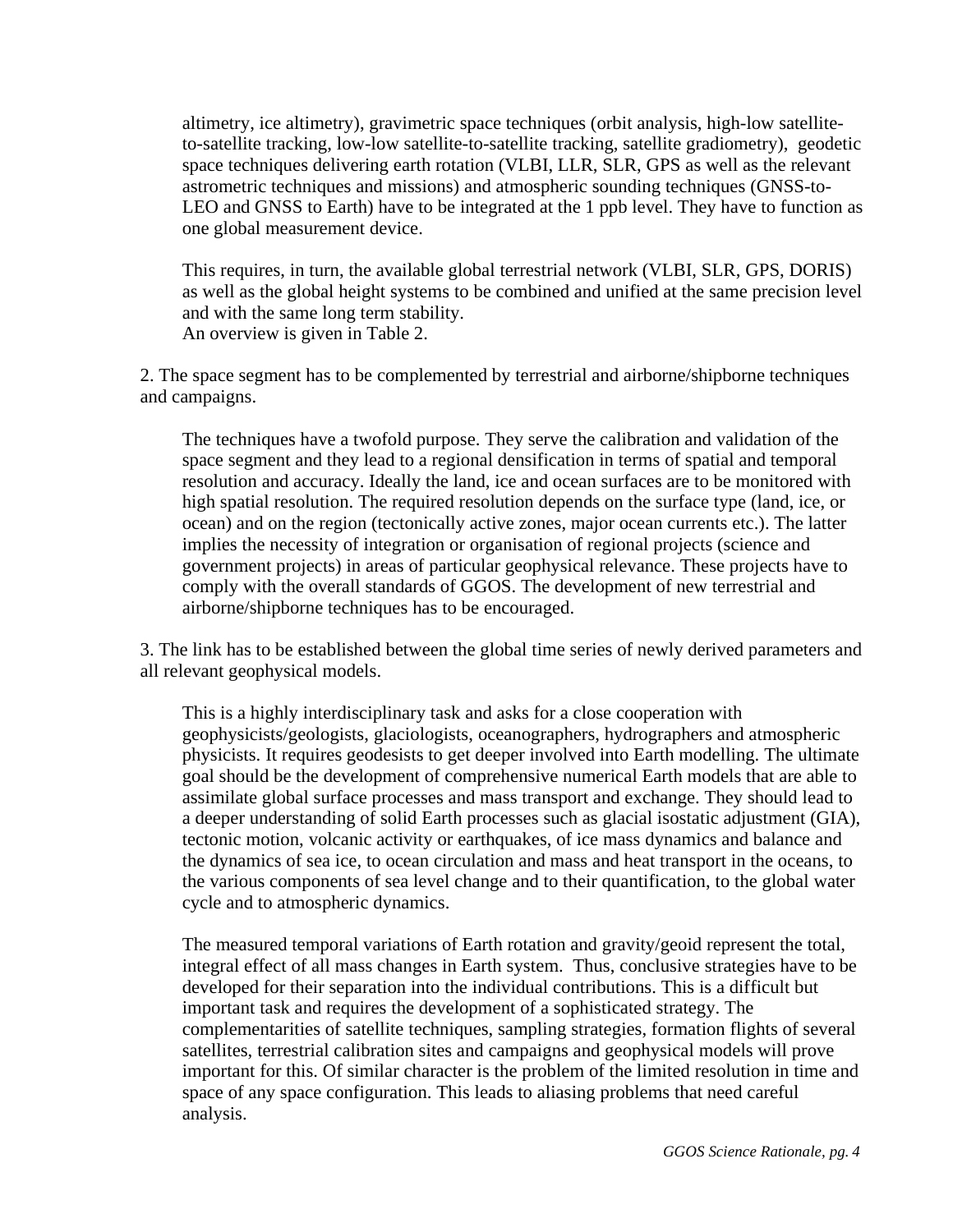altimetry, ice altimetry), gravimetric space techniques (orbit analysis, high-low satellite-to-satellite tracking, low-low satellite-to-satellite tracking, satellite gradiometry), geodetic space techniques delivering earth rotation (VLBI, LLR, SLR, GPS as well as the relevant astrometric techniques and missions) and atmospheric sounding techniques (GNSS-to-LEO and GNSS to Earth) have to be integrated at the 1 ppb level. They have to function as one global measurement device.

This requires, in turn, the available global terrestrial network (VLBI, SLR, GPS, DORIS) as well as the global height systems to be combined and unified at the same precision level and with the same long term stability.
An overview is given in Table 2.

2. The space segment has to be complemented by terrestrial and airborne/shipborne techniques and campaigns.

The techniques have a twofold purpose. They serve the calibration and validation of the space segment and they lead to a regional densification in terms of spatial and temporal resolution and accuracy. Ideally the land, ice and ocean surfaces are to be monitored with high spatial resolution. The required resolution depends on the surface type (land, ice, or ocean) and on the region (tectonically active zones, major ocean currents etc.). The latter implies the necessity of integration or organisation of regional projects (science and government projects) in areas of particular geophysical relevance. These projects have to comply with the overall standards of GGOS. The development of new terrestrial and airborne/shipborne techniques has to be encouraged.

3. The link has to be established between the global time series of newly derived parameters and all relevant geophysical models.

This is a highly interdisciplinary task and asks for a close cooperation with geophysicists/geologists, glaciologists, oceanographers, hydrographers and atmospheric physicists. It requires geodesists to get deeper involved into Earth modelling. The ultimate goal should be the development of comprehensive numerical Earth models that are able to assimilate global surface processes and mass transport and exchange. They should lead to a deeper understanding of solid Earth processes such as glacial isostatic adjustment (GIA), tectonic motion, volcanic activity or earthquakes, of ice mass dynamics and balance and the dynamics of sea ice, to ocean circulation and mass and heat transport in the oceans, to the various components of sea level change and to their quantification, to the global water cycle and to atmospheric dynamics.

The measured temporal variations of Earth rotation and gravity/geoid represent the total, integral effect of all mass changes in Earth system. Thus, conclusive strategies have to be developed for their separation into the individual contributions. This is a difficult but important task and requires the development of a sophisticated strategy. The complementarities of satellite techniques, sampling strategies, formation flights of several satellites, terrestrial calibration sites and campaigns and geophysical models will prove important for this. Of similar character is the problem of the limited resolution in time and space of any space configuration. This leads to aliasing problems that need careful analysis.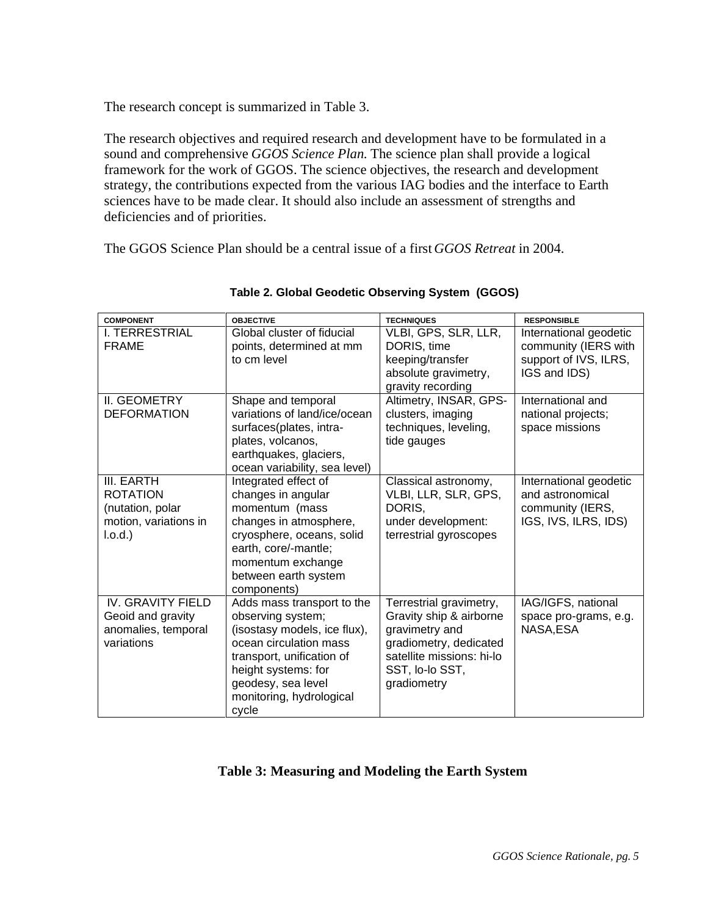The research concept is summarized in Table 3.

The research objectives and required research and development have to be formulated in a sound and comprehensive *GGOS Science Plan.* The science plan shall provide a logical framework for the work of GGOS. The science objectives, the research and development strategy, the contributions expected from the various IAG bodies and the interface to Earth sciences have to be made clear. It should also include an assessment of strengths and deficiencies and of priorities.

The GGOS Science Plan should be a central issue of a first *GGOS Retreat* in 2004.

**Table 2. Global Geodetic Observing System (GGOS)**

| COMPONENT | OBJECTIVE | TECHNIQUES | RESPONSIBLE |
|---|---|---|---|
| I. TERRESTRIAL FRAME | Global cluster of fiducial points, determined at mm to cm level | VLBI, GPS, SLR, LLR, DORIS, time keeping/transfer absolute gravimetry, gravity recording | International geodetic community (IERS with support of IVS, ILRS, IGS and IDS) |
| II. GEOMETRY DEFORMATION | Shape and temporal variations of land/ice/ocean surfaces(plates, intra-plates, volcanos, earthquakes, glaciers, ocean variability, sea level) | Altimetry, INSAR, GPS-clusters, imaging techniques, leveling, tide gauges | International and national projects; space missions |
| III. EARTH ROTATION (nutation, polar motion, variations in l.o.d.) | Integrated effect of changes in angular momentum (mass changes in atmosphere, cryosphere, oceans, solid earth, core/-mantle; momentum exchange between earth system components) | Classical astronomy, VLBI, LLR, SLR, GPS, DORIS, under development: terrestrial gyroscopes | International geodetic and astronomical community (IERS, IGS, IVS, ILRS, IDS) |
| IV. GRAVITY FIELD Geoid and gravity anomalies, temporal variations | Adds mass transport to the observing system; (isostasy models, ice flux), ocean circulation mass transport, unification of height systems: for geodesy, sea level monitoring, hydrological cycle | Terrestrial gravimetry, Gravity ship & airborne gravimetry and gradiometry, dedicated satellite missions: hi-lo SST, lo-lo SST, gradiometry | IAG/IGFS, national space pro-grams, e.g. NASA,ESA |

**Table 3: Measuring and Modeling the Earth System**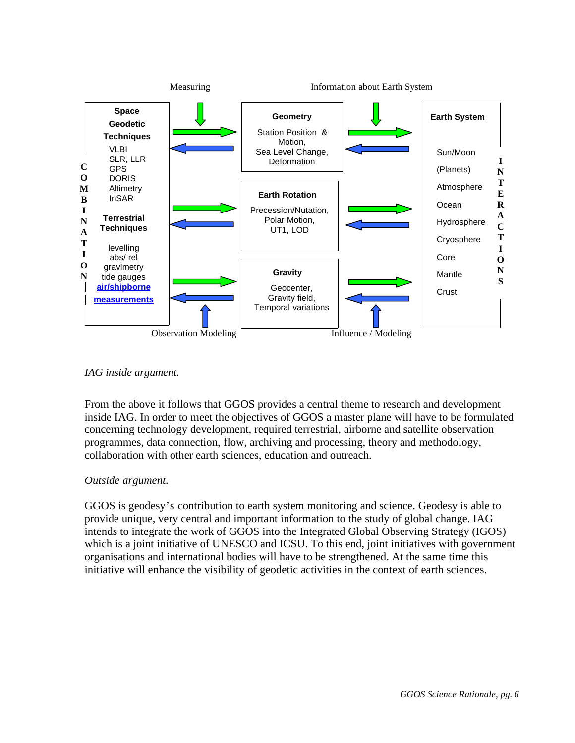Measuring — Information about Earth System

**Space Geodetic Techniques**
VLBI
SLR, LLR
GPS
DORIS
Altimetry
InSAR

**Terrestrial Techniques**
levelling
abs/ rel
gravimetry
tide gauges
**air/shipborne measurements**

COMBINATION

**Geometry**
Station Position & Motion,
Sea Level Change,
Deformation

**Earth Rotation**
Precession/Nutation,
Polar Motion,
UT1, LOD

**Gravity**
Geocenter,
Gravity field,
Temporal variations

**Earth System**
Sun/Moon
(Planets)
Atmosphere
Ocean
Hydrosphere
Cryosphere
Core
Mantle
Crust

INTERACTIONS

Observation Modeling — Influence / Modeling

*IAG inside argument.*

From the above it follows that GGOS provides a central theme to research and development inside IAG. In order to meet the objectives of GGOS a master plane will have to be formulated concerning technology development, required terrestrial, airborne and satellite observation programmes, data connection, flow, archiving and processing, theory and methodology, collaboration with other earth sciences, education and outreach.

*Outside argument.*

GGOS is geodesy's contribution to earth system monitoring and science. Geodesy is able to provide unique, very central and important information to the study of global change. IAG intends to integrate the work of GGOS into the Integrated Global Observing Strategy (IGOS) which is a joint initiative of UNESCO and ICSU. To this end, joint initiatives with government organisations and international bodies will have to be strengthened. At the same time this initiative will enhance the visibility of geodetic activities in the context of earth sciences.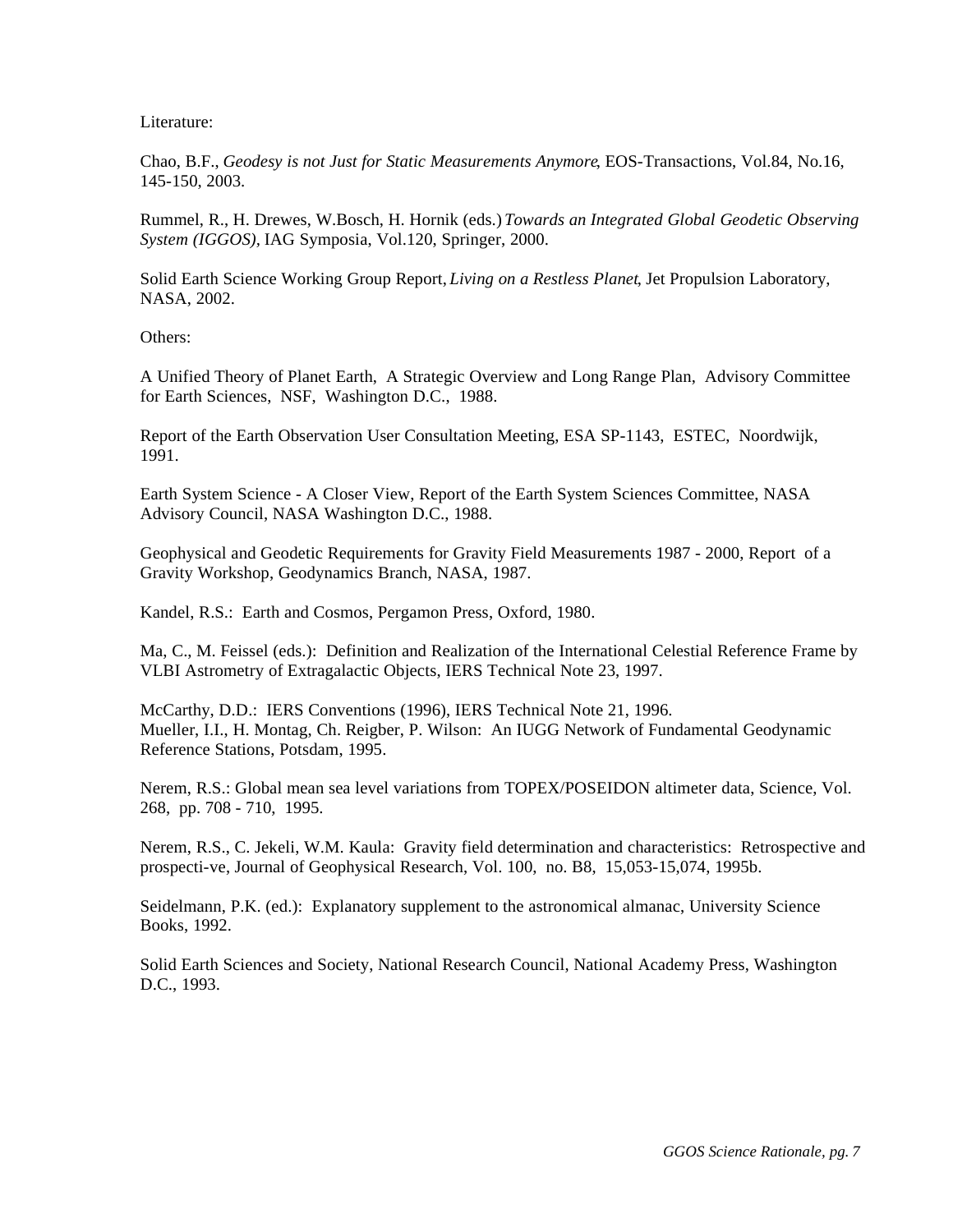Literature:

Chao, B.F., *Geodesy is not Just for Static Measurements Anymore*, EOS-Transactions, Vol.84, No.16, 145-150, 2003.

Rummel, R., H. Drewes, W.Bosch, H. Hornik (eds.) *Towards an Integrated Global Geodetic Observing System (IGGOS)*, IAG Symposia, Vol.120, Springer, 2000.

Solid Earth Science Working Group Report, *Living on a Restless Planet*, Jet Propulsion Laboratory, NASA, 2002.

Others:

A Unified Theory of Planet Earth, A Strategic Overview and Long Range Plan, Advisory Committee for Earth Sciences, NSF, Washington D.C., 1988.

Report of the Earth Observation User Consultation Meeting, ESA SP-1143, ESTEC, Noordwijk, 1991.

Earth System Science - A Closer View, Report of the Earth System Sciences Committee, NASA Advisory Council, NASA Washington D.C., 1988.

Geophysical and Geodetic Requirements for Gravity Field Measurements 1987 - 2000, Report of a Gravity Workshop, Geodynamics Branch, NASA, 1987.

Kandel, R.S.: Earth and Cosmos, Pergamon Press, Oxford, 1980.

Ma, C., M. Feissel (eds.): Definition and Realization of the International Celestial Reference Frame by VLBI Astrometry of Extragalactic Objects, IERS Technical Note 23, 1997.

McCarthy, D.D.: IERS Conventions (1996), IERS Technical Note 21, 1996.

Mueller, I.I., H. Montag, Ch. Reigber, P. Wilson: An IUGG Network of Fundamental Geodynamic Reference Stations, Potsdam, 1995.

Nerem, R.S.: Global mean sea level variations from TOPEX/POSEIDON altimeter data, Science, Vol. 268, pp. 708 - 710, 1995.

Nerem, R.S., C. Jekeli, W.M. Kaula: Gravity field determination and characteristics: Retrospective and prospecti-ve, Journal of Geophysical Research, Vol. 100, no. B8, 15,053-15,074, 1995b.

Seidelmann, P.K. (ed.): Explanatory supplement to the astronomical almanac, University Science Books, 1992.

Solid Earth Sciences and Society, National Research Council, National Academy Press, Washington D.C., 1993.